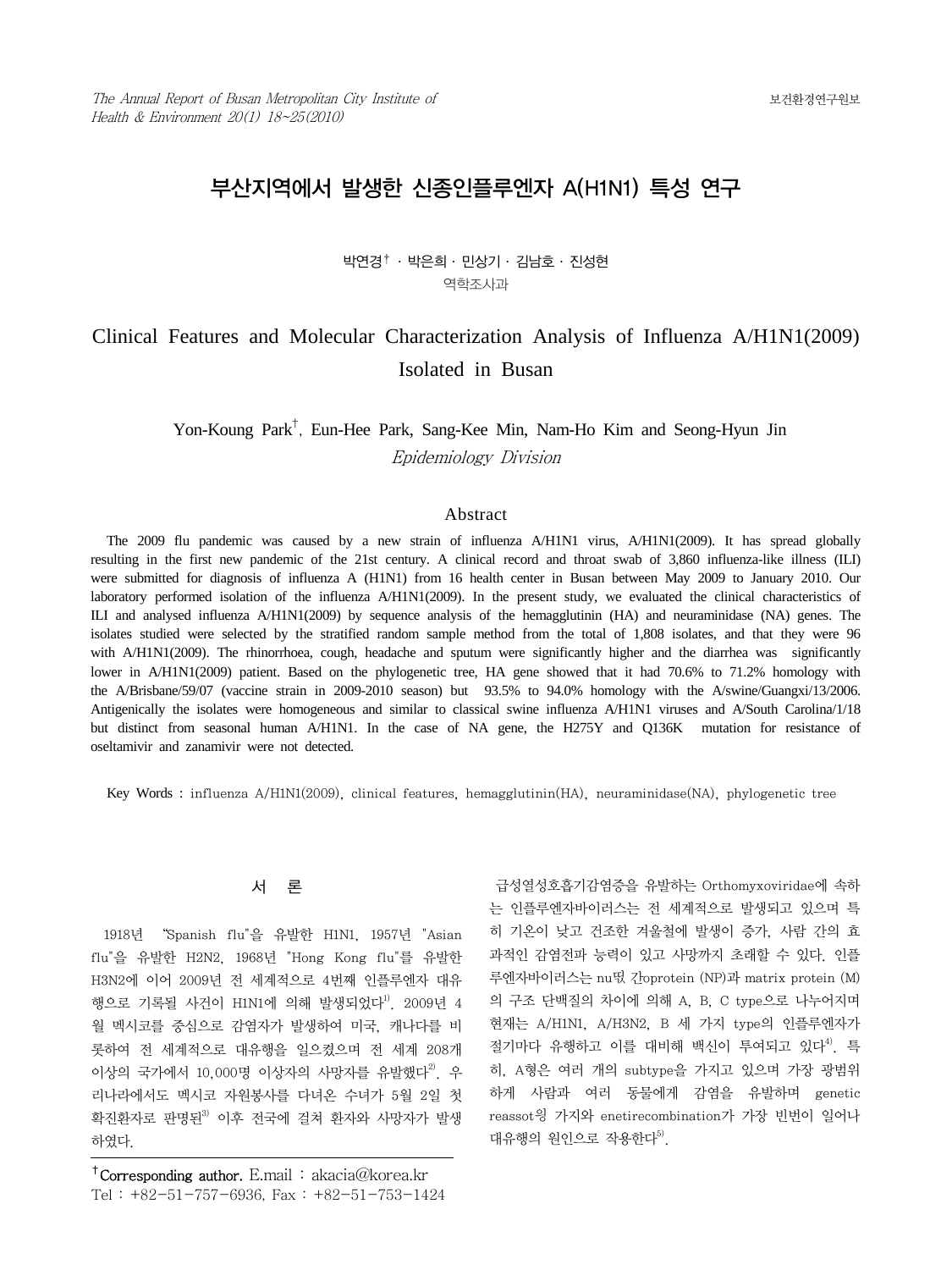# 부산지역에서 발생한 신종인플루엔자 A(H1N1) 특성 연구

박연경† · 박은희 · 민상기 · 김남호 · 진성현

역학조사과

# Clinical Features and Molecular Characterization Analysis of Influenza A/H1N1(2009) Isolated in Busan

Yon-Koung Park†, Eun-Hee Park, Sang-Kee Min, Nam-Ho Kim and Seong-Hyun Jin

*Epidemiology Division*

## Abstract

The 2009 flu pandemic was caused by a new strain of influenza A/H1N1 virus, A/H1N1(2009). It has spread globally resulting in the first new pandemic of the 21st century. A clinical record and throat swab of 3,860 influenza-like illness (ILI) were submitted for diagnosis of influenza A (H1N1) from 16 health center in Busan between May 2009 to January 2010. Our laboratory performed isolation of the influenza A/H1N1(2009). In the present study, we evaluated the clinical characteristics of ILI and analysed influenza A/H1N1(2009) by sequence analysis of the hemagglutinin (HA) and neuraminidase (NA) genes. The isolates studied were selected by the stratified random sample method from the total of 1,808 isolates, and that they were 96 with A/H1N1(2009). The rhinorrhoea, cough, headache and sputum were significantly higher and the diarrhea was significantly lower in A/H1N1(2009) patient. Based on the phylogenetic tree, HA gene showed that it had 70.6% to 71.2% homology with the A/Brisbane/59/07 (vaccine strain in 2009-2010 season) but 93.5% to 94.0% homology with the A/swine/Guangxi/13/2006. Antigenically the isolates were homogeneous and similar to classical swine influenza A/H1N1 viruses and A/South Carolina/1/18 but distinct from seasonal human A/H1N1. In the case of NA gene, the H275Y and Q136K mutation for resistance of oseltamivir and zanamivir were not detected.

Key Words : influenza A/H1N1(2009), clinical features, hemagglutinin(HA), neuraminidase(NA), phylogenetic tree

## 서 론

1918년 "Spanish flu"을 유발한 H1N1, 1957년 "Asian flu"을 유발한 H2N2, 1968년 "Hong Kong flu"를 유발한 H3N2에 이어 2009년 전 세계적으로 4번째 인플루엔자 대유행으로 기록될 사건이 H1N1에 의해 발생되었다[1]. 2009년 4월 멕시코를 중심으로 감염자가 발생하여 미국, 캐나다를 비롯하여 전 세계적으로 대유행을 일으켰으며 전 세계 208개 이상의 국가에서 10,000명 이상자의 사망자를 유발했다[2]. 우리나라에서도 멕시코 자원봉사를 다녀온 수녀가 5월 2일 첫 확진환자로 판명된[3] 이후 전국에 걸쳐 환자와 사망자가 발생하였다.

급성열성호흡기감염증을 유발하는 Orthomyxoviridae에 속하는 인플루엔자바이러스는 전 세계적으로 발생되고 있으며 특히 기온이 낮고 건조한 겨울철에 발생이 증가, 사람 간의 효과적인 감염전파 능력이 있고 사망까지 초래할 수 있다. 인플루엔자바이러스는 nu떺 갇oprotein (NP)과 matrix protein (M)의 구조 단백질의 차이에 의해 A, B, C type으로 나누어지며 현재는 A/H1N1, A/H3N2, B 세 가지 type의 인플루엔자가 절기마다 유행하고 이를 대비해 백신이 투여되고 있다[4]. 특히, A형은 여러 개의 subtype을 가지고 있으며 가장 광범위하게 사람과 여러 동물에게 감염을 유발하며 genetic reassot잉 가지와 enetirecombination가 가장 빈번이 일어나 대유행의 원인으로 작용한다[5].

†Corresponding author. E.mail : akacia@korea.kr
Tel : +82-51-757-6936, Fax : +82-51-753-1424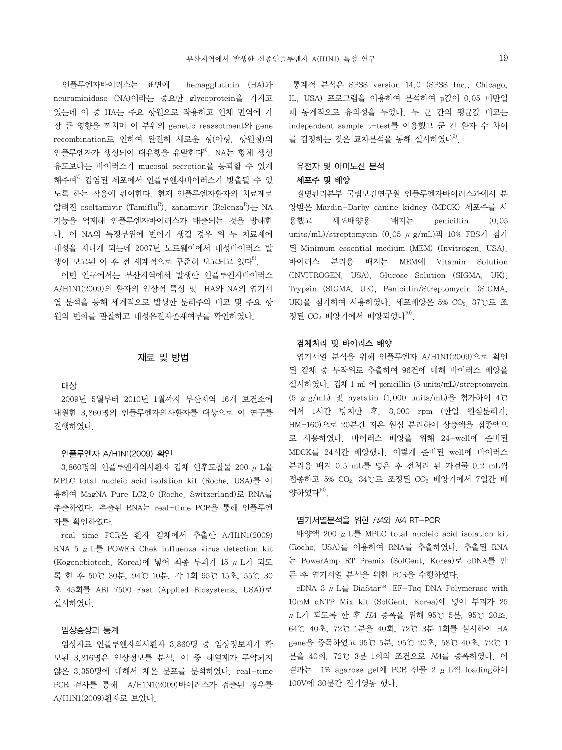인플루엔자바이러스는 표면에 hemagglutinin (HA)과 neuraminidase (NA)이라는 중요한 glycoprotein을 가지고 있는데 이 중 HA는 주요 항원으로 작용하고 인체 면역에 가장 큰 영향을 끼치며 이 부위의 genetic reassotment와 gene recombination로 인하여 완전히 새로운 형(아형, 항원형)의 인플루엔자가 생성되어 대유행을 유발한다[6]. NA는 항체 생성 유도보다는 바이러스가 mucosal secretion을 통과할 수 있게 해주며[7] 감염된 세포에서 인플루엔자바이러스가 방출될 수 있도록 하는 작용에 관여한다. 현재 인플루엔자환자의 치료제로 알려진 oseltamivir (Tamiflu[R]), zanamivir (Relenza[R])는 NA 기능을 억제해 인플루엔자바이러스가 배출되는 것을 방해한다. 이 NA의 특정부위에 변이가 생길 경우 위 두 치료제에 내성을 지니게 되는데 2007년 노르웨이에서 내성바이러스 발생이 보고된 이 후 전 세계적으로 꾸준히 보고되고 있다[8].

이번 연구에서는 부산지역에서 발생한 인플루엔자바이러스 A/H1N1(2009)의 환자의 임상적 특성 및 HA와 NA의 염기서열 분석을 통해 세계적으로 발생한 분리주와 비교 및 주요 항원의 변화를 관찰하고 내성유전자존재여부를 확인하였다.

## 재료 및 방법

### 대상

2009년 5월부터 2010년 1월까지 부산지역 16개 보건소에 내원한 3,860명의 인플루엔자의사환자를 대상으로 이 연구를 진행하였다.

### 인플루엔자 A/H1N1(2009) 확인

3,860명의 인플루엔자의사환자 검체 인후도찰물 200 μL을 MPLC total nucleic acid isolation kit (Roche, USA)를 이용하여 MagNA Pure LC2.0 (Roche, Switzerland)로 RNA를 추출하였다. 추출된 RNA는 real-time PCR을 통해 인플루엔자를 확인하였다.

real time PCR은 환자 검체에서 추출한 A/H1N1(2009) RNA 5 μL를 POWER Chek influenza virus detection kit (Kogenebiotech, Korea)에 넣어 최종 부피가 15 μL가 되도록 한 후 50℃ 30분, 94℃ 10분, 각 1회 95℃ 15초, 55℃ 30초 45회를 ABI 7500 Fast (Applied Biosystems, USA))로 실시하였다.

### 임상증상과 통계

임상자료 인플루엔자의사환자 3,860명 중 임상정보가 확보된 3,816명은 임상정보를 분석, 이 중 해열제가 투약되지 않은 3,350명에 대해서 체온 분포를 분석하였다. real-time PCR 검사를 통해 A/H1N1(2009)바이러스가 검출된 경우를 A/H1N1(2009)환자로 보았다.

통계적 분석은 SPSS version 14.0 (SPSS Inc., Chicago, IL, USA) 프로그램을 이용하여 분석하여 p값이 0.05 미만일 때 통계적으로 유의성을 두었다. 두 군 간의 평균값 비교는 independent sample t-test를 이용했고 군 간 환자 수 차이를 검정하는 것은 교차분석을 통해 실시하였다[9].

### 유전자 및 아미노산 분석

#### 세포주 및 배양

질병관리본부 국립보건연구원 인플루엔자바이러스과에서 분양받은 Mardin-Darby canine kidney (MDCK) 세포주를 사용했고 세포배양용 배지는 penicillin (0.05 units/mL)/streptomycin (0.05 μg/mL)과 10% FBS가 첨가된 Minimum essential medium (MEM) (Invitrogen, USA), 바이러스 분리용 배지는 MEM에 Vitamin Solution (INVITROGEN, USA), Glucose Solution (SIGMA, UK), Trypsin (SIGMA, UK), Penicillin/Streptomycin (SIGMA, UK)을 첨가하여 사용하였다. 세포배양은 5% $CO_2$, 37℃로 조정된 $CO_2$ 배양기에서 배양되었다[10].

#### 검체처리 및 바이러스 배양

염기서열 분석을 위해 인플루엔자 A/H1N1(2009)으로 확인된 검체 중 무작위로 추출하여 96건에 대해 바이러스 배양을 실시하였다. 검체 1 ml 에 penicillin (5 units/mL)/streptomycin (5 μg/mL) 및 nystatin (1,000 units/mL)을 첨가하여 4℃에서 1시간 방치한 후, 3,000 rpm (한일 원심분리기, HM-160)으로 20분간 저온 원심 분리하여 상층액을 접종액으로 사용하였다. 바이러스 배양을 위해 24-well에 준비된 MDCK를 24시간 배양했다. 이렇게 준비된 well에 바이러스 분리용 배지 0.5 mL를 넣은 후 전처리 된 가검물 0.2 mL씩 접종하고 5% $CO_2$, 34℃로 조정된 $CO_2$ 배양기에서 7일간 배양하였다[10].

#### 염기서열분석을 위한 *HA*와 *NA* RT-PCR

배양액 200 μL를 MPLC total nucleic acid isolation kit (Roche, USA)를 이용하여 RNA를 추출하였다. 추출된 RNA는 PowerAmp RT Premix (SolGent, Korea)로 cDNA를 만든 후 염기서열 분석을 위한 PCR을 수행하였다.

cDNA 3 μL를 DiaStar™ EF-Taq DNA Polymerase with 10mM dNTP Mix kit (SolGent, Korea)에 넣어 부피가 25 μL가 되도록 한 후 *HA* 증폭을 위해 95℃ 5분, 95℃ 20초, 64℃ 40초, 72℃ 1분을 40회, 72℃ 3분 1회를 실시하여 HA gene을 증폭하였고 95℃ 5분, 95℃ 20초, 58℃ 40초, 72℃ 1분을 40회, 72℃ 3분 1회의 조건으로 *NA*를 증폭하였다. 이 결과는 1% agarose gel에 PCR 산물 2 μL씩 loading하여 100V에 30분간 전기영동 했다.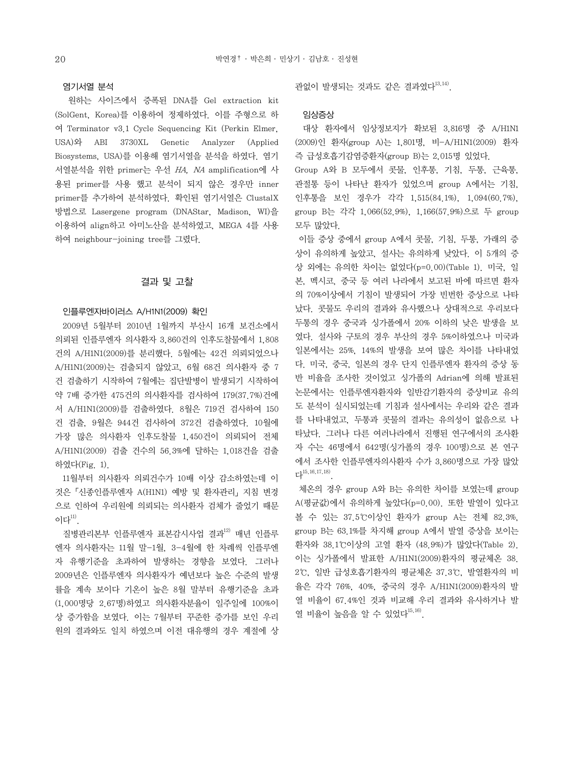### 염기서열 분석

원하는 사이즈에서 증폭된 DNA를 Gel extraction kit (SolGent, Korea)를 이용하여 정제하였다. 이를 주형으로 하여 Terminator v3.1 Cycle Sequencing Kit (Perkin Elmer, USA)와 ABI 3730XL Genetic Analyzer (Applied Biosystems, USA)를 이용해 염기서열을 분석을 하였다. 염기서열분석을 위한 primer는 우선 *HA*, *NA* amplification에 사용된 primer를 사용 했고 분석이 되지 않은 경우만 inner primer를 추가하여 분석하였다. 확인된 염기서열은 ClustalX 방법으로 Lasergene program (DNAStar, Madison, WI)을 이용하여 align하고 아미노산을 분석하였고, MEGA 4를 사용하여 neighbour-joining tree를 그렸다.

## 결과 및 고찰

### 인플루엔자바이러스 A/H1N1(2009) 확인

2009년 5월부터 2010년 1월까지 부산시 16개 보건소에서 의뢰된 인플루엔자 의사환자 3,860건의 인후도찰물에서 1,808건의 A/H1N1(2009)를 분리했다. 5월에는 42건 의뢰되었으나 A/H1N1(2009)는 검출되지 않았고, 6월 68건 의사환자 중 7건 검출하기 시작하여 7월에는 집단발병이 발생되기 시작하여 약 7배 증가한 475건의 의사환자를 검사하여 179(37.7%)건에서 A/H1N1(2009)를 검출하였다. 8월은 719건 검사하여 150건 검출, 9월은 944건 검사하여 372건 검출하였다. 10월에 가장 많은 의사환자 인후도찰물 1,450건이 의뢰되어 전체 A/H1N1(2009) 검출 건수의 56.3%에 달하는 1,018건을 검출하였다(Fig. 1).

11월부터 의사환자 의뢰건수가 10배 이상 감소하였는데 이것은 「신종인플루엔자 A(H1N1) 예방 및 환자관리」 지침 변경으로 인하여 우리원에 의뢰되는 의사환자 검체가 줄었기 때문이다[11].

질병관리본부 인플루엔자 표본감시사업 결과[12] 매년 인플루엔자 의사환자는 11월 말-1월, 3-4월에 한 차례씩 인플루엔자 유행기준을 초과하여 발생하는 경향을 보였다. 그러나 2009년은 인플루엔자 의사환자가 예년보다 높은 수준의 발생률을 계속 보이다 기온이 높은 8월 말부터 유행기준을 초과(1,000명당 2.67명)하였고 의사환자분율이 일주일에 100%이상 증가함을 보였다. 이는 7월부터 꾸준한 증가를 보인 우리원의 결과와도 일치 하였으며 이전 대유행의 경우 계절에 상관없이 발생되는 것과도 같은 결과였다[13,14].

### 임상증상

대상 환자에서 임상정보지가 확보된 3,816명 중 A/H1N1(2009)인 환자(group A)는 1,801명, 비-A/H1N1(2009) 환자 즉 급성호흡기감염증환자(group B)는 2,015명 있었다.

Group A와 B 모두에서 콧물, 인후통, 기침, 두통, 근육통, 관절통 등이 나타난 환자가 있었으며 group A에서는 기침, 인후통을 보인 경우가 각각 1,515(84.1%), 1,094(60.7%), group B는 각각 1,066(52.9%), 1,166(57.9%)으로 두 group 모두 많았다.

이들 증상 중에서 group A에서 콧물, 기침, 두통, 가래의 증상이 유의하게 높았고, 설사는 유의하게 낮았다. 이 5개의 증상 외에는 유의한 차이는 없었다(p=0.00)(Table 1). 미국, 일본, 멕시코, 중국 등 여러 나라에서 보고된 바에 따르면 환자의 70%이상에서 기침이 발생되어 가장 빈번한 증상으로 나타났다. 콧물도 우리의 결과와 유사했으나 상대적으로 우리보다 두통의 경우 중국과 싱가폴에서 20% 이하의 낮은 발생을 보였다. 설사와 구토의 경우 부산의 경우 5%이하였으나 미국과 일본에서는 25%, 14%의 발생을 보여 많은 차이를 나타내었다. 미국, 중국, 일본의 경우 단지 인플루엔자 환자의 증상 동반 비율을 조사한 것이었고 싱가폴의 Adrian에 의해 발표된 논문에서는 인플루엔자환자와 일반감기환자의 증상비교 유의도 분석이 실시되었는데 기침과 설사에서는 우리와 같은 결과를 나타내었고, 두통과 콧물의 결과는 유의성이 없음으로 나타났다. 그러나 다른 여러나라에서 진행된 연구에서의 조사환자 수는 46명에서 642명(싱가폴의 경우 100명)으로 본 연구에서 조사한 인플루엔자의사환자 수가 3,860명으로 가장 많았다[15,16,17,18].

체온의 경우 group A와 B는 유의한 차이를 보였는데 group A(평균값)에서 유의하게 높았다(p=0.00). 또한 발열이 있다고 볼 수 있는 37.5℃이상인 환자가 group A는 전체 82.3%, group B는 63.1%를 차지해 group A에서 발열 증상을 보이는 환자와 38.1℃이상의 고열 환자 (48.9%)가 많았다(Table 2). 이는 싱가폴에서 발표한 A/H1N1(2009)환자의 평균체온 38.2℃, 일반 급성호흡기환자의 평균체온 37.3℃, 발열환자의 비율은 각각 76%, 40%, 중국의 경우 A/H1N1(2009)환자의 발열 비율이 67.4%인 것과 비교해 우리 결과와 유사하거나 발열 비율이 높음을 알 수 있었다[15,16].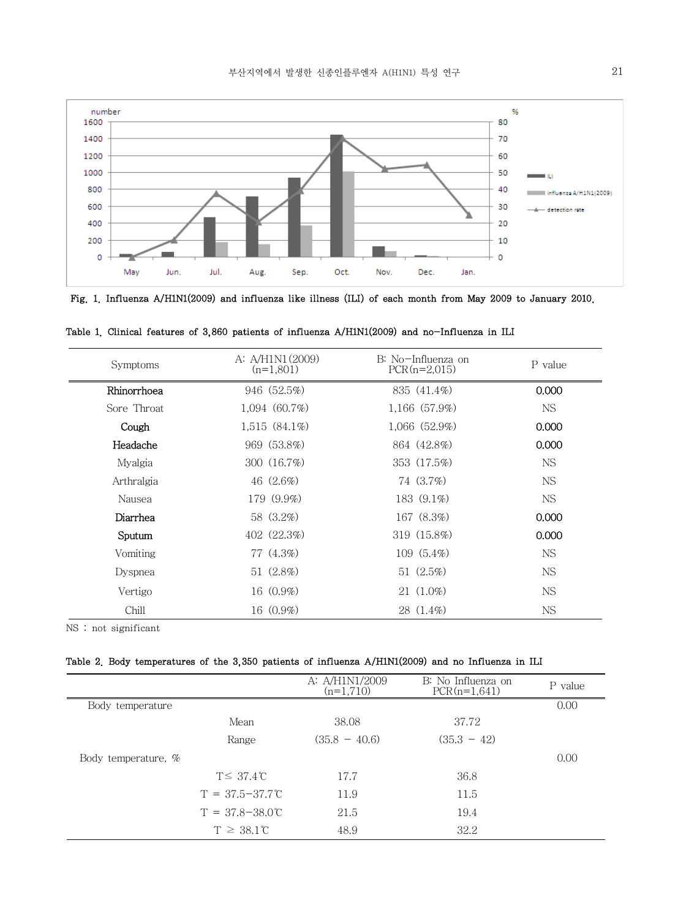Fig. 1. Influenza A/H1N1(2009) and influenza like illness (ILI) of each month from May 2009 to January 2010.

Table 1. Clinical features of 3,860 patients of influenza A/H1N1(2009) and no-Influenza in ILI

| Symptoms | A: A/H1N1(2009) (n=1,801) | B: No-Influenza on PCR(n=2,015) | P value |
|---|---|---|---|
| **Rhinorrhoea** | 946 (52.5%) | 835 (41.4%) | **0.000** |
| Sore Throat | 1,094 (60.7%) | 1,166 (57.9%) | NS |
| **Cough** | 1,515 (84.1%) | 1,066 (52.9%) | **0.000** |
| **Headache** | 969 (53.8%) | 864 (42.8%) | **0.000** |
| Myalgia | 300 (16.7%) | 353 (17.5%) | NS |
| Arthralgia | 46 (2.6%) | 74 (3.7%) | NS |
| Nausea | 179 (9.9%) | 183 (9.1%) | NS |
| **Diarrhea** | 58 (3.2%) | 167 (8.3%) | **0.000** |
| **Sputum** | 402 (22.3%) | 319 (15.8%) | **0.000** |
| Vomiting | 77 (4.3%) | 109 (5.4%) | NS |
| Dyspnea | 51 (2.8%) | 51 (2.5%) | NS |
| Vertigo | 16 (0.9%) | 21 (1.0%) | NS |
| Chill | 16 (0.9%) | 28 (1.4%) | NS |

NS : not significant

Table 2. Body temperatures of the 3,350 patients of influenza A/H1N1(2009) and no Influenza in ILI

| | | A: A/H1N1/2009 (n=1,710) | B: No Influenza on PCR(n=1,641) | P value |
|---|---|---|---|---|
| Body temperature | | | | 0.00 |
| | Mean | 38.08 | 37.72 | |
| | Range | (35.8 – 40.6) | (35.3 – 42) | |
| Body temperature, % | | | | 0.00 |
| | T≤ 37.4℃ | 17.7 | 36.8 | |
| | T = 37.5–37.7℃ | 11.9 | 11.5 | |
| | T = 37.8–38.0℃ | 21.5 | 19.4 | |
| | T ≥ 38.1℃ | 48.9 | 32.2 | |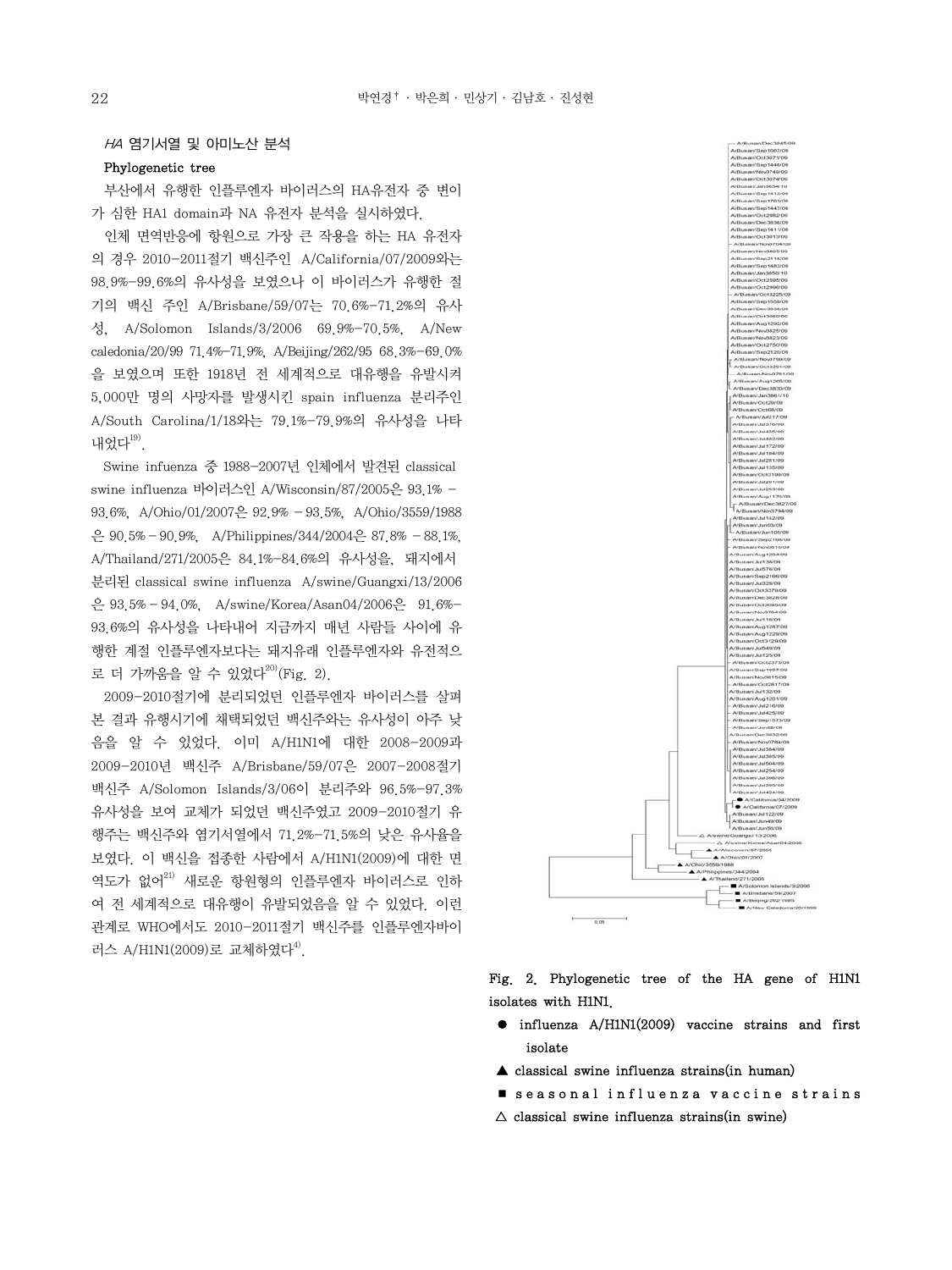### *HA* 염기서열 및 아미노산 분석

**Phylogenetic tree**

부산에서 유행한 인플루엔자 바이러스의 HA유전자 중 변이가 심한 HA1 domain과 NA 유전자 분석을 실시하였다.

인체 면역반응에 항원으로 가장 큰 작용을 하는 HA 유전자의 경우 2010-2011절기 백신주인 A/California/07/2009와는 98.9%-99.6%의 유사성을 보였으나 이 바이러스가 유행한 절기의 백신 주인 A/Brisbane/59/07는 70.6%-71.2%의 유사성, A/Solomon Islands/3/2006 69.9%-70.5%, A/New caledonia/20/99 71.4%-71.9%, A/Beijing/262/95 68.3%-69.0%을 보였으며 또한 1918년 전 세계적으로 대유행을 유발시켜 5,000만 명의 사망자를 발생시킨 spain influenza 분리주인 A/South Carolina/1/18와는 79.1%-79.9%의 유사성을 나타내었다[19].

Swine infuenza 중 1988-2007년 인체에서 발견된 classical swine influenza 바이러스인 A/Wisconsin/87/2005은 93.1% - 93.6%, A/Ohio/01/2007은 92.9% - 93.5%, A/Ohio/3559/1988은 90.5% - 90.9%, A/Philippines/344/2004은 87.8% - 88.1%, A/Thailand/271/2005은 84.1%-84.6%의 유사성을, 돼지에서 분리된 classical swine influenza A/swine/Guangxi/13/2006은 93.5% - 94.0%, A/swine/Korea/Asan04/2006은 91.6%-93.6%의 유사성을 나타내어 지금까지 매년 사람들 사이에 유행한 계절 인플루엔자보다는 돼지유래 인플루엔자와 유전적으로 더 가까움을 알 수 있었다[20](Fig. 2).

2009-2010절기에 분리되었던 인플루엔자 바이러스를 살펴본 결과 유행시기에 채택되었던 백신주와는 유사성이 아주 낮음을 알 수 있었다. 이미 A/H1N1에 대한 2008-2009과 2009-2010년 백신주 A/Brisbane/59/07은 2007-2008절기 백신주 A/Solomon Islands/3/06이 분리주와 96.5%-97.3% 유사성을 보여 교체가 되었던 백신주였고 2009-2010절기 유행주는 백신주와 염기서열에서 71.2%-71.5%의 낮은 유사율을 보였다. 이 백신을 접종한 사람에서 A/H1N1(2009)에 대한 면역도가 없어[21] 새로운 항원형의 인플루엔자 바이러스로 인하여 전 세계적으로 대유행이 유발되었음을 알 수 있었다. 이런 관계로 WHO에서도 2010-2011절기 백신주를 인플루엔자바이러스 A/H1N1(2009)로 교체하였다[4].

**Fig. 2. Phylogenetic tree of the HA gene of H1N1 isolates with H1N1.**

- ● influenza A/H1N1(2009) vaccine strains and first isolate
- ▲ classical swine influenza strains(in human)
- ■ seasonal influenza vaccine strains
- △ classical swine influenza strains(in swine)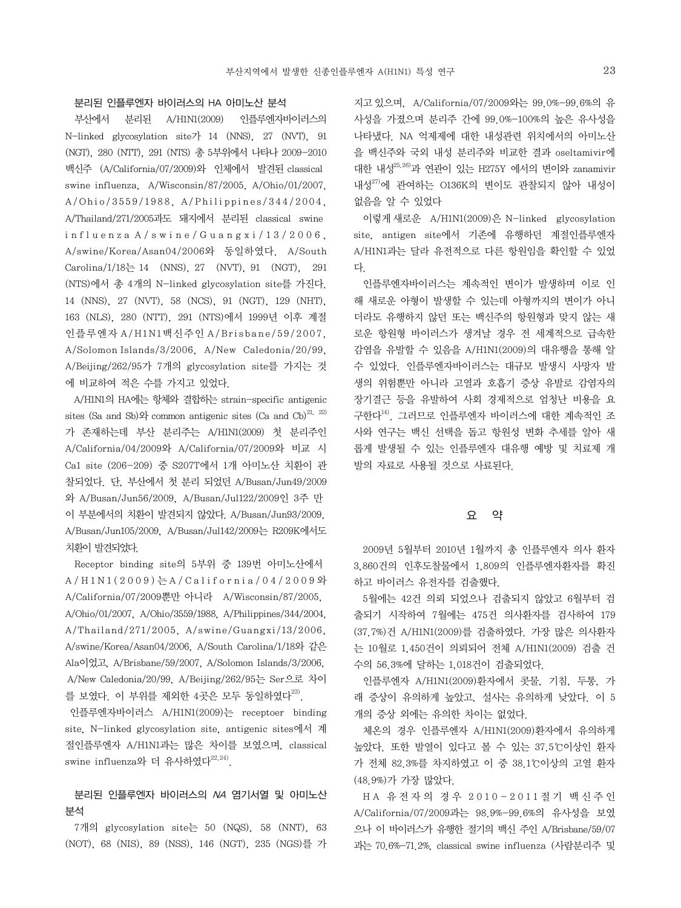### 분리된 인플루엔자 바이러스의 HA 아미노산 분석

부산에서 분리된 A/H1N1(2009) 인플루엔자바이러스의 N-linked glycosylation site가 14 (NNS), 27 (NVT), 91 (NGT), 280 (NTT), 291 (NTS) 총 5부위에서 나타나 2009-2010 백신주 (A/California/07/2009)와 인체에서 발견된 classical swine influenza, A/Wisconsin/87/2005, A/Ohio/01/2007, A/Ohio/3559/1988, A/Philippines/344/2004, A/Thailand/271/2005과도 돼지에서 분리된 classical swine influenza A/swine/Guangxi/13/2006, A/swine/Korea/Asan04/2006와 동일하였다. A/South Carolina/1/18는 14 (NNS), 27 (NVT), 91 (NGT), 291 (NTS)에서 총 4개의 N-linked glycosylation site를 가진다. 14 (NNS), 27 (NVT), 58 (NCS), 91 (NGT), 129 (NHT), 163 (NLS), 280 (NTT), 291 (NTS)에서 1999년 이후 계절 인플루엔자 A/H1N1백신주인 A/Brisbane/59/2007, A/Solomon Islands/3/2006, A/New Caledonia/20/99, A/Beijing/262/95가 7개의 glycosylation site를 가지는 것에 비교하여 적은 수를 가지고 있었다.

A/H1N1의 HA에는 항체와 결합하는 strain-specific antigenic sites (Sa and Sb)와 common antigenic sites (Ca and Cb)[21, 22]가 존재하는데 부산 분리주는 A/H1N1(2009) 첫 분리주인 A/California/04/2009와 A/California/07/2009와 비교 시 Ca1 site (206-209) 중 S207T에서 1개 아미노산 치환이 관찰되었다. 단, 부산에서 첫 분리 되었던 A/Busan/Jun49/2009와 A/Busan/Jun56/2009, A/Busan/Jul122/2009인 3주 만이 부분에서의 치환이 발견되지 않았다. A/Busan/Jun93/2009, A/Busan/Jun105/2009, A/Busan/Jul142/2009는 R209K에서도 치환이 발견되었다.

Receptor binding site의 5부위 중 139번 아미노산에서 A/H1N1(2009)는 A/California/04/2009와 A/California/07/2009뿐만 아니라 A/Wisconsin/87/2005, A/Ohio/01/2007, A/Ohio/3559/1988, A/Philippines/344/2004, A/Thailand/271/2005, A/swine/Guangxi/13/2006, A/swine/Korea/Asan04/2006, A/South Carolina/1/18와 같은 Ala이었고, A/Brisbane/59/2007, A/Solomon Islands/3/2006, A/New Caledonia/20/99, A/Beijing/262/95는 Ser으로 차이를 보였다. 이 부위를 제외한 4곳은 모두 동일하였다[23].

인플루엔자바이러스 A/H1N1(2009)는 receptoer binding site, N-linked glycosylation site, antigenic sites에서 계절인플루엔자 A/H1N1과는 많은 차이를 보였으며, classical swine influenza와 더 유사하였다[22,24].

### 분리된 인플루엔자 바이러스의 *NA* 염기서열 및 아미노산 분석

7개의 glycosylation site는 50 (NQS), 58 (NNT), 63 (NOT), 68 (NIS), 89 (NSS), 146 (NGT), 235 (NGS)를 가지고 있으며, A/California/07/2009와는 99.0%-99.6%의 유사성을 가졌으며 분리주 간에 99.0%-100%의 높은 유사성을 나타냈다. NA 억제제에 대한 내성관련 위치에서의 아미노산을 백신주와 국외 내성 분리주와 비교한 결과 oseltamivir에 대한 내성[25,26]과 연관이 있는 H275Y 에서의 변이와 zanamivir 내성[27]에 관여하는 O136K의 변이도 관찰되지 않아 내성이 없음을 알 수 있었다

이렇게 새로운 A/H1N1(2009)은 N-linked glycosylation site, antigen site에서 기존에 유행하던 계절인플루엔자 A/H1N1과는 달라 유전적으로 다른 항원임을 확인할 수 있었다.

인플루엔자바이러스는 계속적인 변이가 발생하며 이로 인해 새로운 아형이 발생할 수 있는데 아형까지의 변이가 아니더라도 유행하지 않던 또는 백신주의 항원형과 맞지 않는 새로운 항원형 바이러스가 생겨날 경우 전 세계적으로 급속한 감염을 유발할 수 있음을 A/H1N1(2009)의 대유행을 통해 알 수 있었다. 인플루엔자바이러스는 대규모 발생시 사망자 발생의 위험뿐만 아니라 고열과 호흡기 증상 유발로 감염자의 장기결근 등을 유발하여 사회 경제적으로 엄청난 비용을 요구한다[14]. 그러므로 인플루엔자 바이러스에 대한 계속적인 조사와 연구는 백신 선택을 돕고 항원성 변화 추세를 알아 새롭게 발생될 수 있는 인플루엔자 대유행 예방 및 치료제 개발의 자료로 사용될 것으로 사료된다.

## 요 약

2009년 5월부터 2010년 1월까지 총 인플루엔자 의사 환자 3,860건의 인후도찰물에서 1,809의 인플루엔자환자를 확진하고 바이러스 유전자를 검출했다.

5월에는 42건 의뢰 되었으나 검출되지 않았고 6월부터 검출되기 시작하여 7월에는 475건 의사환자를 검사하여 179 (37.7%)건 A/H1N1(2009)를 검출하였다. 가장 많은 의사환자는 10월로 1,450건이 의뢰되어 전체 A/H1N1(2009) 검출 건수의 56.3%에 달하는 1,018건이 검출되었다.

인플루엔자 A/H1N1(2009)환자에서 콧물, 기침, 두통, 가래 증상이 유의하게 높았고, 설사는 유의하게 낮았다. 이 5개의 증상 외에는 유의한 차이는 없었다.

체온의 경우 인플루엔자 A/H1N1(2009)환자에서 유의하게 높았다. 또한 발열이 있다고 볼 수 있는 37.5℃이상인 환자가 전체 82.3%를 차지하였고 이 중 38.1℃이상의 고열 환자 (48.9%)가 가장 많았다.

HA 유전자의 경우 2010-2011절기 백신주인 A/California/07/2009과는 98.9%-99.6%의 유사성을 보였으나 이 바이러스가 유행한 절기의 백신 주인 A/Brisbane/59/07과는 70.6%-71.2%, classical swine influenza (사람분리주 및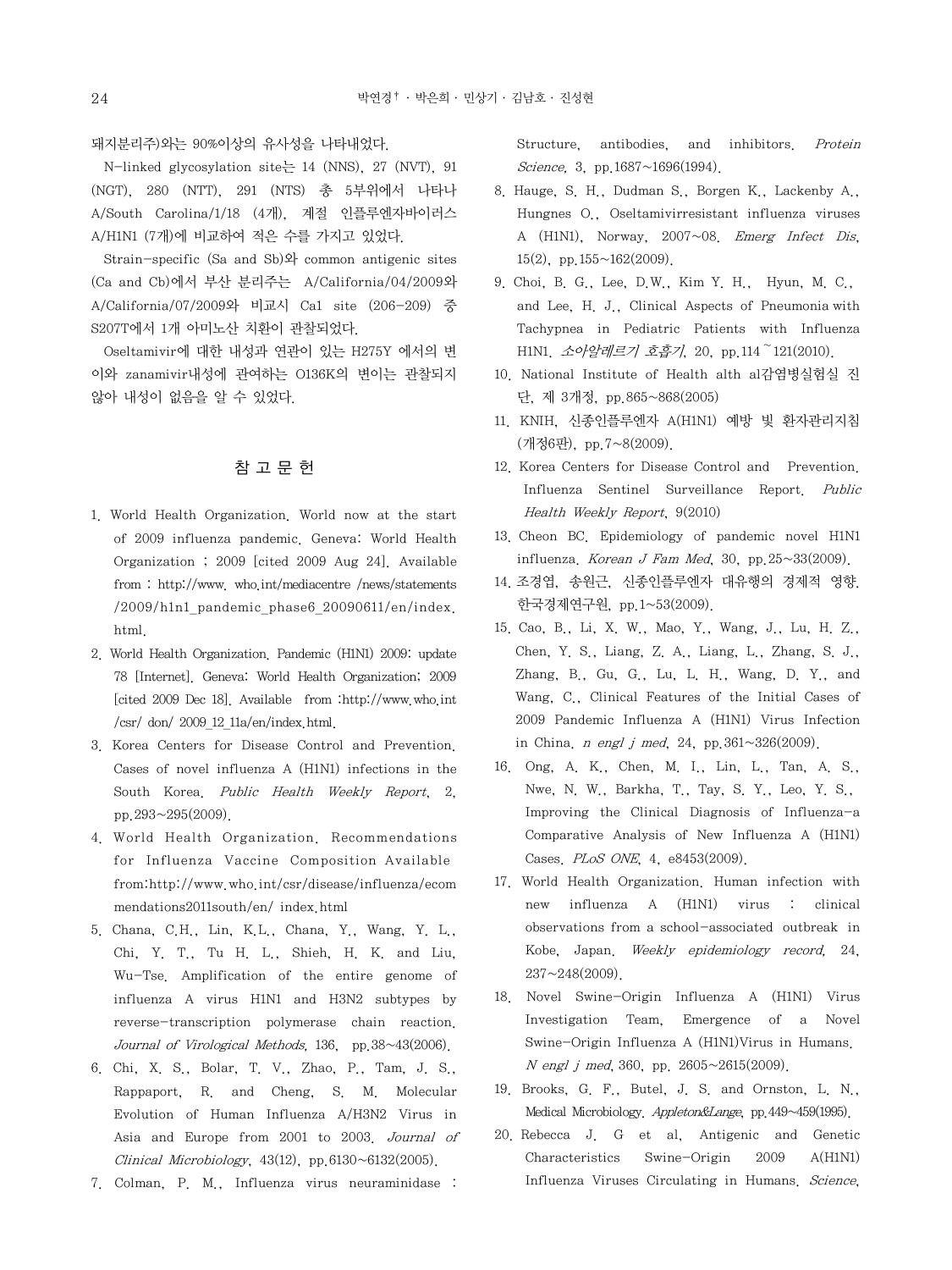돼지분리주)와는 90%이상의 유사성을 나타내었다.

N-linked glycosylation site는 14 (NNS), 27 (NVT), 91 (NGT), 280 (NTT), 291 (NTS) 총 5부위에서 나타나 A/South Carolina/1/18 (4개), 계절 인플루엔자바이러스 A/H1N1 (7개)에 비교하여 적은 수를 가지고 있었다.

Strain-specific (Sa and Sb)와 common antigenic sites (Ca and Cb)에서 부산 분리주는 A/California/04/2009와 A/California/07/2009와 비교시 Ca1 site (206-209) 중 S207T에서 1개 아미노산 치환이 관찰되었다.

Oseltamivir에 대한 내성과 연관이 있는 H275Y 에서의 변이와 zanamivir내성에 관여하는 Q136K의 변이는 관찰되지 않아 내성이 없음을 알 수 있었다.

## 참 고 문 헌

1. World Health Organization. World now at the start of 2009 influenza pandemic. Geneva: World Health Organization ; 2009 [cited 2009 Aug 24]. Available from : http://www. who.int/mediacentre /news/statements /2009/h1n1_pandemic_phase6_20090611/en/index. html.
2. World Health Organization. Pandemic (H1N1) 2009: update 78 [Internet]. Geneva: World Health Organization; 2009 [cited 2009 Dec 18]. Available from :http://www.who.int /csr/ don/ 2009_12_11a/en/index.html.
3. Korea Centers for Disease Control and Prevention. Cases of novel influenza A (H1N1) infections in the South Korea. *Public Health Weekly Report*, 2, pp.293~295(2009).
4. World Health Organization. Recommendations for Influenza Vaccine Composition Available from:http://www.who.int/csr/disease/influenza/ecom mendations2011south/en/ index.html
5. Chana, C.H., Lin, K.L., Chana, Y., Wang, Y. L., Chi, Y. T., Tu H. L., Shieh, H. K. and Liu, Wu-Tse. Amplification of the entire genome of influenza A virus H1N1 and H3N2 subtypes by reverse-transcription polymerase chain reaction. *Journal of Virological Methods*, 136, pp.38~43(2006).
6. Chi, X. S., Bolar, T. V., Zhao, P., Tam, J. S., Rappaport, R. and Cheng, S. M. Molecular Evolution of Human Influenza A/H3N2 Virus in Asia and Europe from 2001 to 2003. *Journal of Clinical Microbiology*, 43(12), pp.6130~6132(2005).
7. Colman, P. M., Influenza virus neuraminidase : Structure, antibodies, and inhibitors. *Protein Science*, 3, pp.1687~1696(1994).
8. Hauge, S. H., Dudman S., Borgen K., Lackenby A., Hungnes O., Oseltamivirresistant influenza viruses A (H1N1), Norway, 2007~08. *Emerg Infect Dis*, 15(2), pp.155~162(2009).
9. Choi, B. G., Lee, D.W., Kim Y. H., Hyun, M. C., and Lee, H. J., Clinical Aspects of Pneumonia with Tachypnea in Pediatric Patients with Influenza H1N1. *소아알레르기 호흡기*, 20, pp.114~121(2010).
10. National Institute of Health alth al감염병실험실 진단, 제 3개정, pp.865~868(2005)
11. KNIH, 신종인플루엔자 A(H1N1) 예방 및 환자관리지침 (개정6판), pp.7~8(2009).
12. Korea Centers for Disease Control and Prevention. Influenza Sentinel Surveillance Report. *Public Health Weekly Report*, 9(2010)
13. Cheon BC. Epidemiology of pandemic novel H1N1 influenza. *Korean J Fam Med*, 30, pp.25~33(2009).
14. 조경엽, 송원근, 신종인플루엔자 대유행의 경제적 영향. 한국경제연구원, pp.1~53(2009).
15. Cao, B., Li, X. W., Mao, Y., Wang, J., Lu, H. Z., Chen, Y. S., Liang, Z. A., Liang, L., Zhang, S. J., Zhang, B., Gu, G., Lu, L. H., Wang, D. Y., and Wang, C., Clinical Features of the Initial Cases of 2009 Pandemic Influenza A (H1N1) Virus Infection in China. *n engl j med*, 24, pp.361~326(2009).
16. Ong, A. K., Chen, M. I., Lin, L., Tan, A. S., Nwe, N. W., Barkha, T., Tay, S. Y., Leo, Y. S., Improving the Clinical Diagnosis of Influenza-a Comparative Analysis of New Influenza A (H1N1) Cases. *PLoS ONE*, 4, e8453(2009).
17. World Health Organization. Human infection with new influenza A (H1N1) virus : clinical observations from a school-associated outbreak in Kobe, Japan. *Weekly epidemiology record*, 24, 237~248(2009).
18. Novel Swine-Origin Influenza A (H1N1) Virus Investigation Team, Emergence of a Novel Swine-Origin Influenza A (H1N1)Virus in Humans. *N engl j med*, 360, pp. 2605~2615(2009).
19. Brooks, G. F., Butel, J. S. and Ornston, L. N., Medical Microbiology. *Appleton&Lange*, pp.449~459(1995).
20. Rebecca J. G et al, Antigenic and Genetic Characteristics Swine-Origin 2009 A(H1N1) Influenza Viruses Circulating in Humans. *Science*,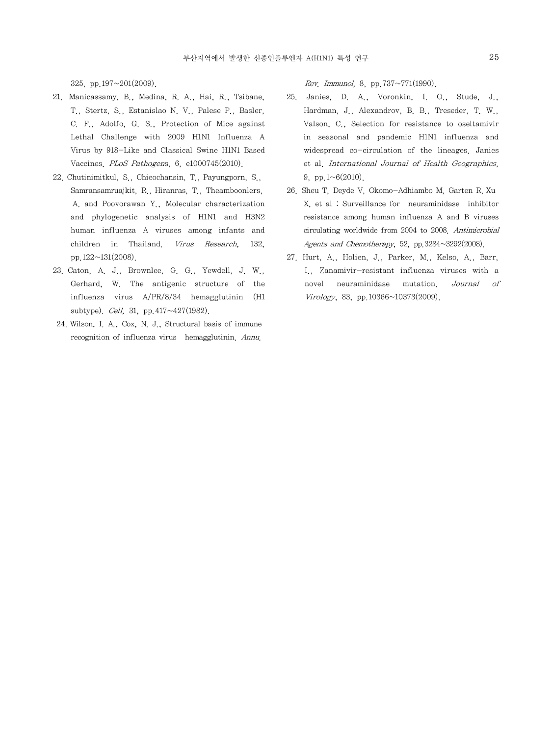325, pp.197~201(2009).

21. Manicassamy, B., Medina, R. A., Hai, R., Tsibane, T., Stertz, S., Estanislao N. V., Palese P., Basler, C. F., Adolfo, G. S., Protection of Mice against Lethal Challenge with 2009 H1N1 Influenza A Virus by 918-Like and Classical Swine H1N1 Based Vaccines. *PLoS Pathogens*, 6, e1000745(2010).

22. Chutinimitkul, S., Chieochansin, T., Payungporn, S., Samransamruajkit, R., Hiranras, T., Theamboonlers, A. and Poovorawan Y., Molecular characterization and phylogenetic analysis of H1N1 and H3N2 human influenza A viruses among infants and children in Thailand. *Virus Research,* 132, pp.122~131(2008).

23. Caton, A. J., Brownlee, G. G., Yewdell, J. W., Gerhard, W. The antigenic structure of the influenza virus A/PR/8/34 hemagglutinin (H1 subtype). *Cell,* 31, pp.417~427(1982).

24. Wilson, I. A., Cox, N. J., Structural basis of immune recognition of influenza virus hemagglutinin. *Annu. Rev. Immunol,* 8, pp.737~771(1990).

25. Janies, D. A., Voronkin, I. O., Stude, J., Hardman, J., Alexandrov, B. B., Treseder, T. W., Valson, C., Selection for resistance to oseltamivir in seasonal and pandemic H1N1 influenza and widespread co-circulation of the lineages. Janies et al. *International Journal of Health Geographics*, 9, pp.1~6(2010).

26. Sheu T, Deyde V, Okomo-Adhiambo M, Garten R, Xu X, et al : Surveillance for neuraminidase inhibitor resistance among human influenza A and B viruses circulating worldwide from 2004 to 2008. *Antimicrobial Agents and Chemotherapy*, 52, pp.3284~3292(2008).

27. Hurt, A., Holien, J., Parker, M., Kelso, A., Barr, I., Zanamivir-resistant influenza viruses with a novel neuraminidase mutation. *Journal of Virology*, 83, pp.10366~10373(2009).